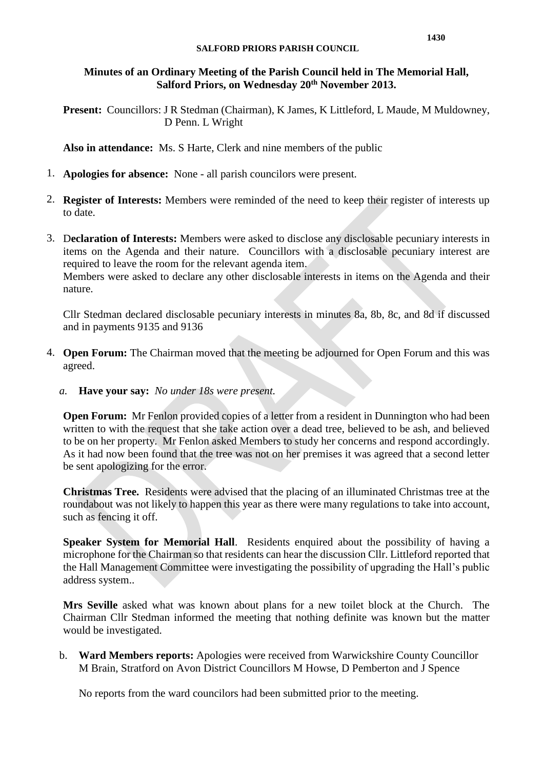**SALFORD PRIORS PARISH COUNCIL**

**Minutes of an Ordinary Meeting of the Parish Council held in The Memorial Hall, Salford Priors, on Wednesday 20th November 2013.**

**Present:** Councillors: J R Stedman (Chairman), K James, K Littleford, L Maude, M Muldowney, D Penn. L Wright

**Also in attendance:** Ms. S Harte, Clerk and nine members of the public

1. **Apologies for absence:** None - all parish councilors were present.

2. **Register of Interests:** Members were reminded of the need to keep their register of interests up to date.

3. D**eclaration of Interests:** Members were asked to disclose any disclosable pecuniary interests in items on the Agenda and their nature. Councillors with a disclosable pecuniary interest are required to leave the room for the relevant agenda item.
   Members were asked to declare any other disclosable interests in items on the Agenda and their nature.

   Cllr Stedman declared disclosable pecuniary interests in minutes 8a, 8b, 8c, and 8d if discussed and in payments 9135 and 9136

4. **Open Forum:** The Chairman moved that the meeting be adjourned for Open Forum and this was agreed.

   *a.* **Have your say:** *No under 18s were present.*

   **Open Forum:** Mr Fenlon provided copies of a letter from a resident in Dunnington who had been written to with the request that she take action over a dead tree, believed to be ash, and believed to be on her property. Mr Fenlon asked Members to study her concerns and respond accordingly. As it had now been found that the tree was not on her premises it was agreed that a second letter be sent apologizing for the error.

   **Christmas Tree.** Residents were advised that the placing of an illuminated Christmas tree at the roundabout was not likely to happen this year as there were many regulations to take into account, such as fencing it off.

   **Speaker System for Memorial Hall**. Residents enquired about the possibility of having a microphone for the Chairman so that residents can hear the discussion Cllr. Littleford reported that the Hall Management Committee were investigating the possibility of upgrading the Hall's public address system..

   **Mrs Seville** asked what was known about plans for a new toilet block at the Church. The Chairman Cllr Stedman informed the meeting that nothing definite was known but the matter would be investigated.

   b. **Ward Members reports:** Apologies were received from Warwickshire County Councillor M Brain, Stratford on Avon District Councillors M Howse, D Pemberton and J Spence

   No reports from the ward councilors had been submitted prior to the meeting.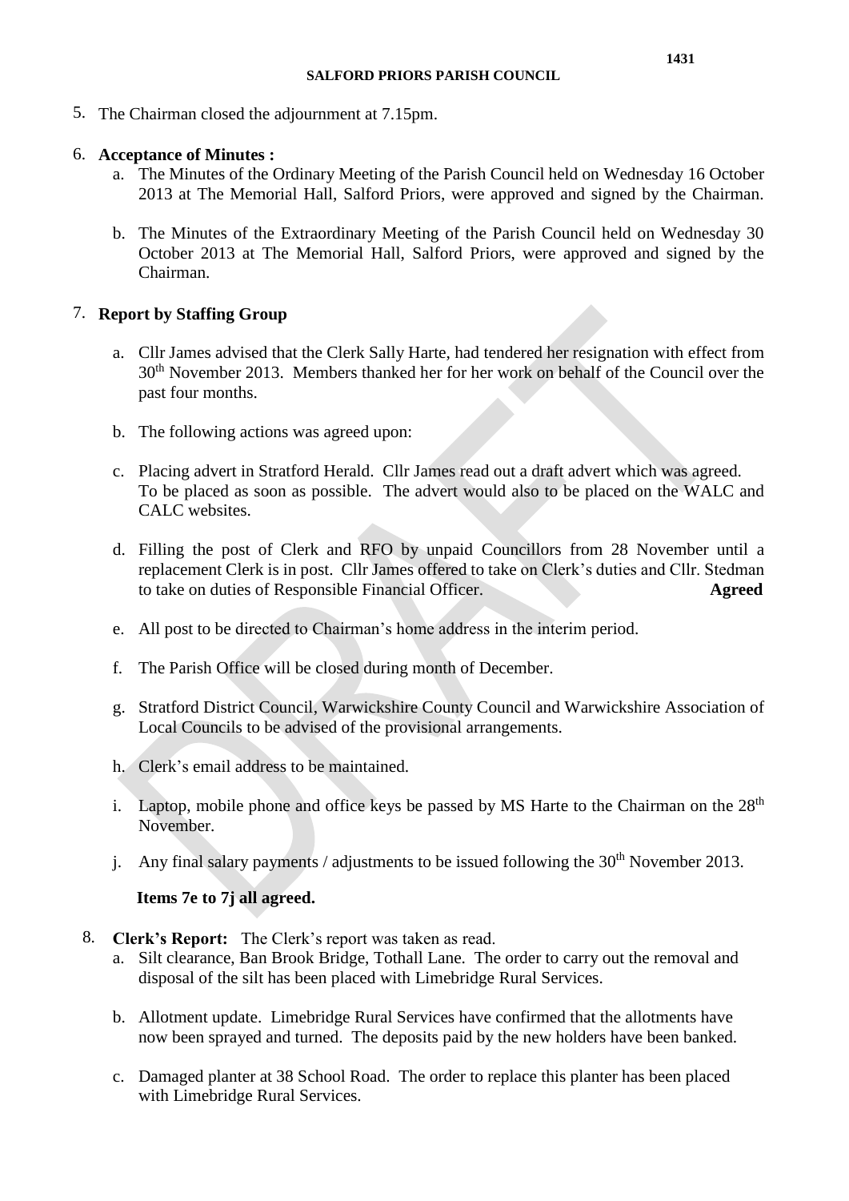5. The Chairman closed the adjournment at 7.15pm.

6. **Acceptance of Minutes :**
   a. The Minutes of the Ordinary Meeting of the Parish Council held on Wednesday 16 October 2013 at The Memorial Hall, Salford Priors, were approved and signed by the Chairman.

   b. The Minutes of the Extraordinary Meeting of the Parish Council held on Wednesday 30 October 2013 at The Memorial Hall, Salford Priors, were approved and signed by the Chairman.

7. **Report by Staffing Group**

   a. Cllr James advised that the Clerk Sally Harte, had tendered her resignation with effect from 30th November 2013. Members thanked her for her work on behalf of the Council over the past four months.

   b. The following actions was agreed upon:

   c. Placing advert in Stratford Herald. Cllr James read out a draft advert which was agreed. To be placed as soon as possible. The advert would also to be placed on the WALC and CALC websites.

   d. Filling the post of Clerk and RFO by unpaid Councillors from 28 November until a replacement Clerk is in post. Cllr James offered to take on Clerk's duties and Cllr. Stedman to take on duties of Responsible Financial Officer. **Agreed**

   e. All post to be directed to Chairman's home address in the interim period.

   f. The Parish Office will be closed during month of December.

   g. Stratford District Council, Warwickshire County Council and Warwickshire Association of Local Councils to be advised of the provisional arrangements.

   h. Clerk's email address to be maintained.

   i. Laptop, mobile phone and office keys be passed by MS Harte to the Chairman on the 28th November.

   j. Any final salary payments / adjustments to be issued following the 30th November 2013.

   **Items 7e to 7j all agreed.**

8. **Clerk's Report:** The Clerk's report was taken as read.
   a. Silt clearance, Ban Brook Bridge, Tothall Lane. The order to carry out the removal and disposal of the silt has been placed with Limebridge Rural Services.

   b. Allotment update. Limebridge Rural Services have confirmed that the allotments have now been sprayed and turned. The deposits paid by the new holders have been banked.

   c. Damaged planter at 38 School Road. The order to replace this planter has been placed with Limebridge Rural Services.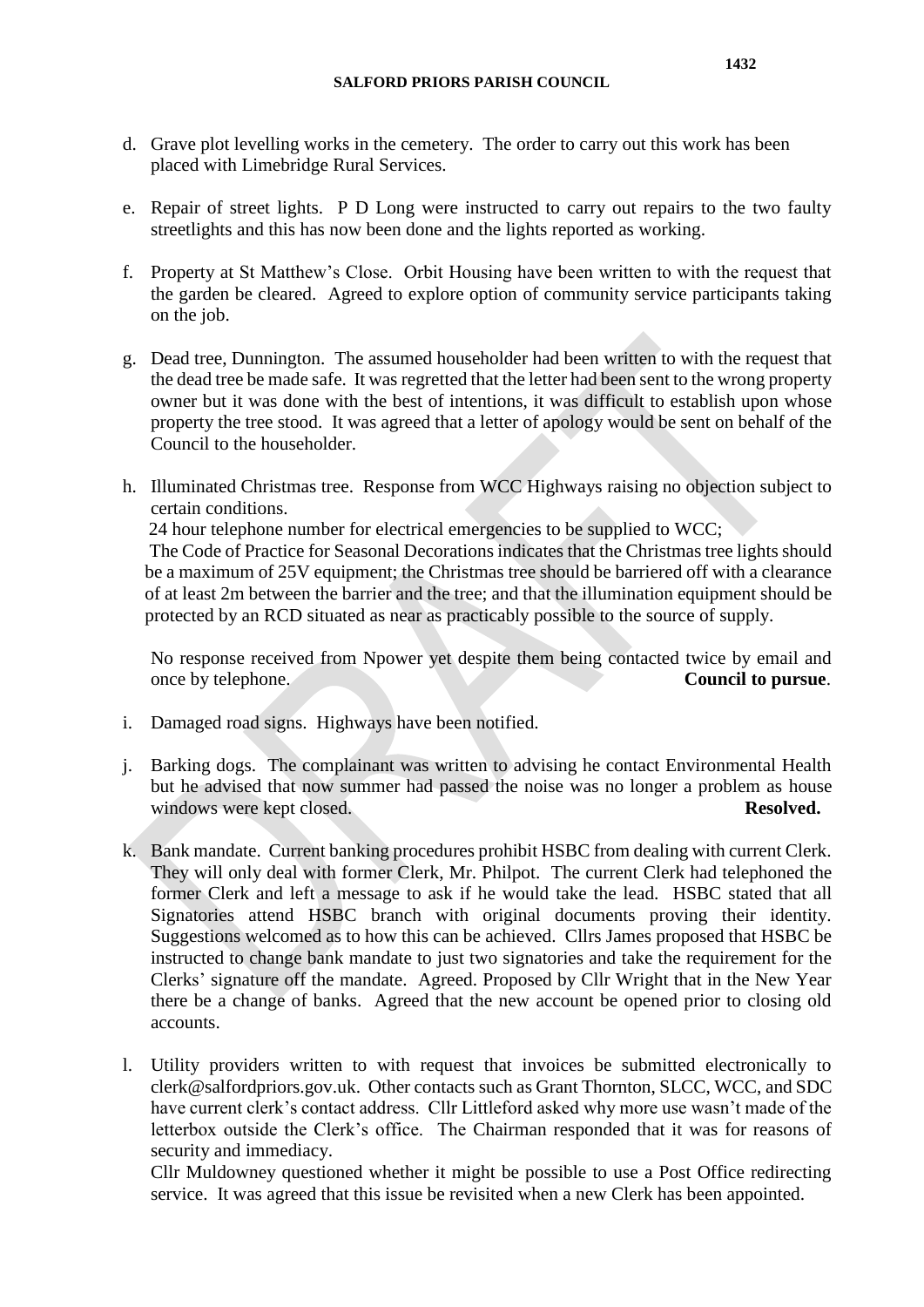d. Grave plot levelling works in the cemetery. The order to carry out this work has been placed with Limebridge Rural Services.

e. Repair of street lights. P D Long were instructed to carry out repairs to the two faulty streetlights and this has now been done and the lights reported as working.

f. Property at St Matthew's Close. Orbit Housing have been written to with the request that the garden be cleared. Agreed to explore option of community service participants taking on the job.

g. Dead tree, Dunnington. The assumed householder had been written to with the request that the dead tree be made safe. It was regretted that the letter had been sent to the wrong property owner but it was done with the best of intentions, it was difficult to establish upon whose property the tree stood. It was agreed that a letter of apology would be sent on behalf of the Council to the householder.

h. Illuminated Christmas tree. Response from WCC Highways raising no objection subject to certain conditions.
24 hour telephone number for electrical emergencies to be supplied to WCC;
The Code of Practice for Seasonal Decorations indicates that the Christmas tree lights should be a maximum of 25V equipment; the Christmas tree should be barriered off with a clearance of at least 2m between the barrier and the tree; and that the illumination equipment should be protected by an RCD situated as near as practicably possible to the source of supply.

   No response received from Npower yet despite them being contacted twice by email and once by telephone. **Council to pursue**.

i. Damaged road signs. Highways have been notified.

j. Barking dogs. The complainant was written to advising he contact Environmental Health but he advised that now summer had passed the noise was no longer a problem as house windows were kept closed. **Resolved.**

k. Bank mandate. Current banking procedures prohibit HSBC from dealing with current Clerk. They will only deal with former Clerk, Mr. Philpot. The current Clerk had telephoned the former Clerk and left a message to ask if he would take the lead. HSBC stated that all Signatories attend HSBC branch with original documents proving their identity. Suggestions welcomed as to how this can be achieved. Cllrs James proposed that HSBC be instructed to change bank mandate to just two signatories and take the requirement for the Clerks' signature off the mandate. Agreed. Proposed by Cllr Wright that in the New Year there be a change of banks. Agreed that the new account be opened prior to closing old accounts.

l. Utility providers written to with request that invoices be submitted electronically to clerk@salfordpriors.gov.uk. Other contacts such as Grant Thornton, SLCC, WCC, and SDC have current clerk's contact address. Cllr Littleford asked why more use wasn't made of the letterbox outside the Clerk's office. The Chairman responded that it was for reasons of security and immediacy.
Cllr Muldowney questioned whether it might be possible to use a Post Office redirecting service. It was agreed that this issue be revisited when a new Clerk has been appointed.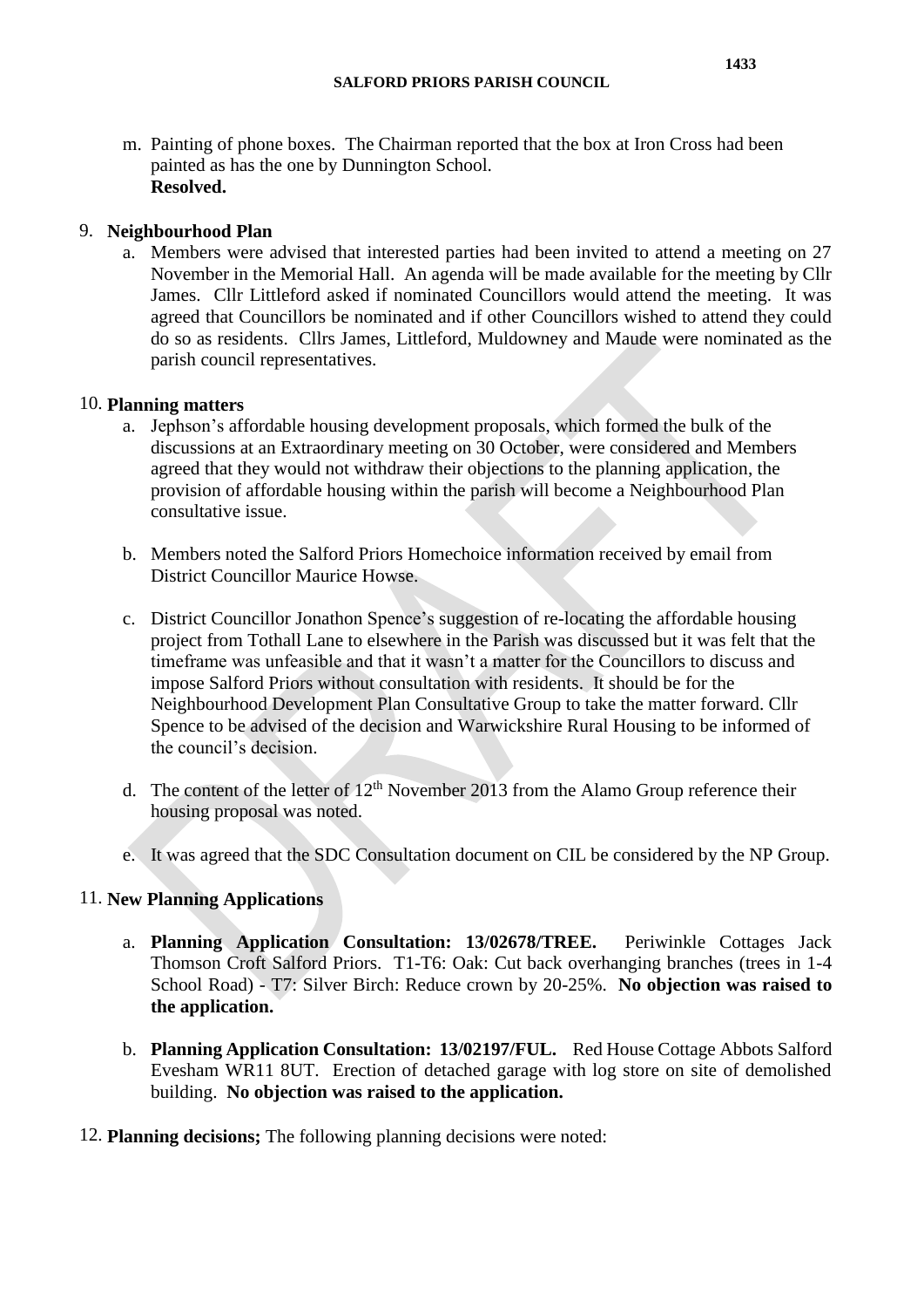m. Painting of phone boxes. The Chairman reported that the box at Iron Cross had been painted as has the one by Dunnington School.
   **Resolved.**

9. **Neighbourhood Plan**

   a. Members were advised that interested parties had been invited to attend a meeting on 27 November in the Memorial Hall. An agenda will be made available for the meeting by Cllr James. Cllr Littleford asked if nominated Councillors would attend the meeting. It was agreed that Councillors be nominated and if other Councillors wished to attend they could do so as residents. Cllrs James, Littleford, Muldowney and Maude were nominated as the parish council representatives.

10. **Planning matters**

    a. Jephson's affordable housing development proposals, which formed the bulk of the discussions at an Extraordinary meeting on 30 October, were considered and Members agreed that they would not withdraw their objections to the planning application, the provision of affordable housing within the parish will become a Neighbourhood Plan consultative issue.

    b. Members noted the Salford Priors Homechoice information received by email from District Councillor Maurice Howse.

    c. District Councillor Jonathon Spence's suggestion of re-locating the affordable housing project from Tothall Lane to elsewhere in the Parish was discussed but it was felt that the timeframe was unfeasible and that it wasn't a matter for the Councillors to discuss and impose Salford Priors without consultation with residents. It should be for the Neighbourhood Development Plan Consultative Group to take the matter forward. Cllr Spence to be advised of the decision and Warwickshire Rural Housing to be informed of the council's decision.

    d. The content of the letter of 12th November 2013 from the Alamo Group reference their housing proposal was noted.

    e. It was agreed that the SDC Consultation document on CIL be considered by the NP Group.

11. **New Planning Applications**

    a. **Planning Application Consultation: 13/02678/TREE.** Periwinkle Cottages Jack Thomson Croft Salford Priors. T1-T6: Oak: Cut back overhanging branches (trees in 1-4 School Road) - T7: Silver Birch: Reduce crown by 20-25%. **No objection was raised to the application.**

    b. **Planning Application Consultation: 13/02197/FUL.** Red House Cottage Abbots Salford Evesham WR11 8UT. Erection of detached garage with log store on site of demolished building. **No objection was raised to the application.**

12. **Planning decisions;** The following planning decisions were noted: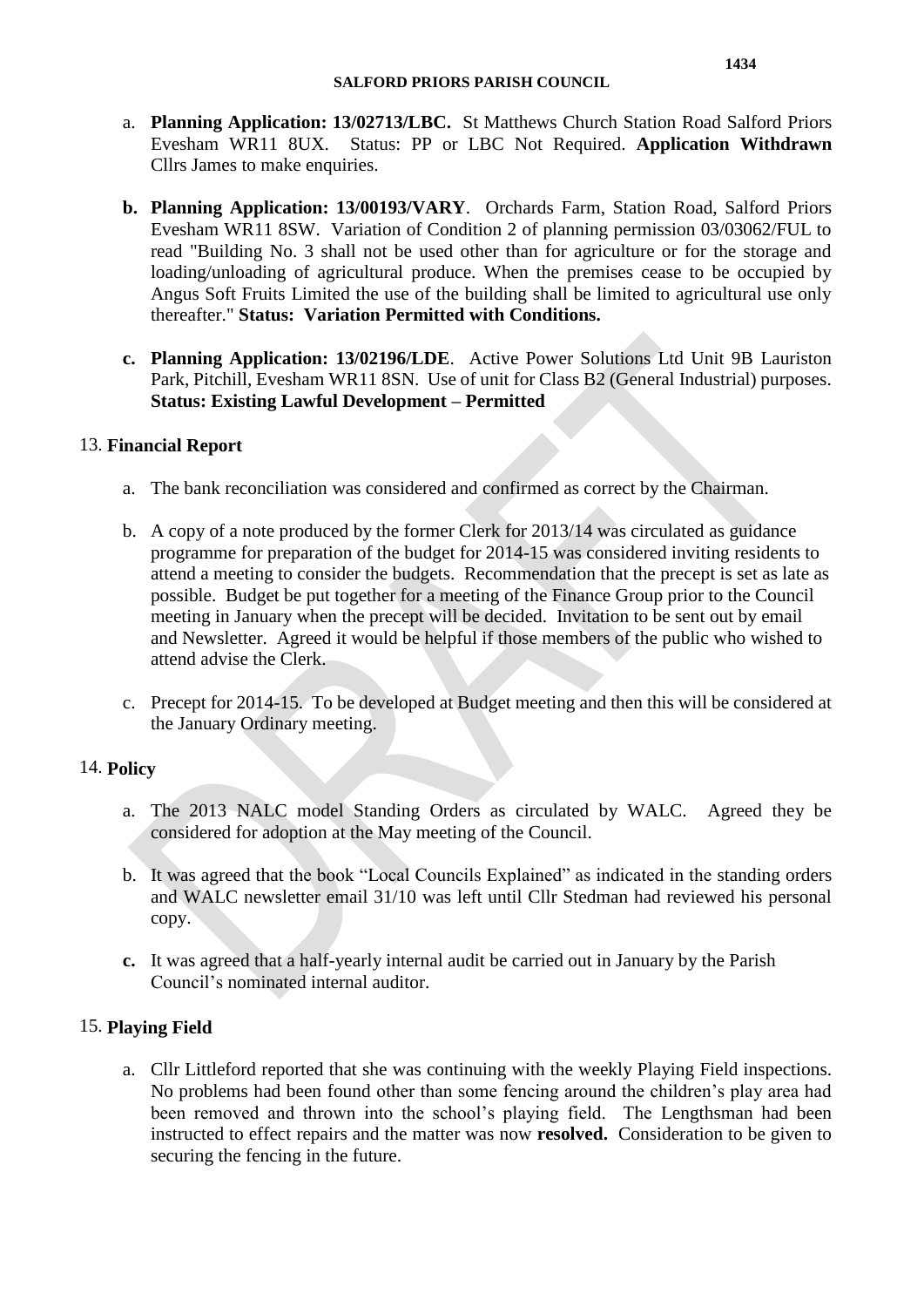a. **Planning Application: 13/02713/LBC.** St Matthews Church Station Road Salford Priors Evesham WR11 8UX. Status: PP or LBC Not Required. **Application Withdrawn** Cllrs James to make enquiries.

b. **Planning Application: 13/00193/VARY**. Orchards Farm, Station Road, Salford Priors Evesham WR11 8SW. Variation of Condition 2 of planning permission 03/03062/FUL to read "Building No. 3 shall not be used other than for agriculture or for the storage and loading/unloading of agricultural produce. When the premises cease to be occupied by Angus Soft Fruits Limited the use of the building shall be limited to agricultural use only thereafter." **Status: Variation Permitted with Conditions.**

c. **Planning Application: 13/02196/LDE**. Active Power Solutions Ltd Unit 9B Lauriston Park, Pitchill, Evesham WR11 8SN. Use of unit for Class B2 (General Industrial) purposes. **Status: Existing Lawful Development – Permitted**

13. **Financial Report**

a. The bank reconciliation was considered and confirmed as correct by the Chairman.

b. A copy of a note produced by the former Clerk for 2013/14 was circulated as guidance programme for preparation of the budget for 2014-15 was considered inviting residents to attend a meeting to consider the budgets. Recommendation that the precept is set as late as possible. Budget be put together for a meeting of the Finance Group prior to the Council meeting in January when the precept will be decided. Invitation to be sent out by email and Newsletter. Agreed it would be helpful if those members of the public who wished to attend advise the Clerk.

c. Precept for 2014-15. To be developed at Budget meeting and then this will be considered at the January Ordinary meeting.

14. **Policy**

a. The 2013 NALC model Standing Orders as circulated by WALC. Agreed they be considered for adoption at the May meeting of the Council.

b. It was agreed that the book "Local Councils Explained" as indicated in the standing orders and WALC newsletter email 31/10 was left until Cllr Stedman had reviewed his personal copy.

c. It was agreed that a half-yearly internal audit be carried out in January by the Parish Council's nominated internal auditor.

15. **Playing Field**

a. Cllr Littleford reported that she was continuing with the weekly Playing Field inspections. No problems had been found other than some fencing around the children's play area had been removed and thrown into the school's playing field. The Lengthsman had been instructed to effect repairs and the matter was now **resolved.** Consideration to be given to securing the fencing in the future.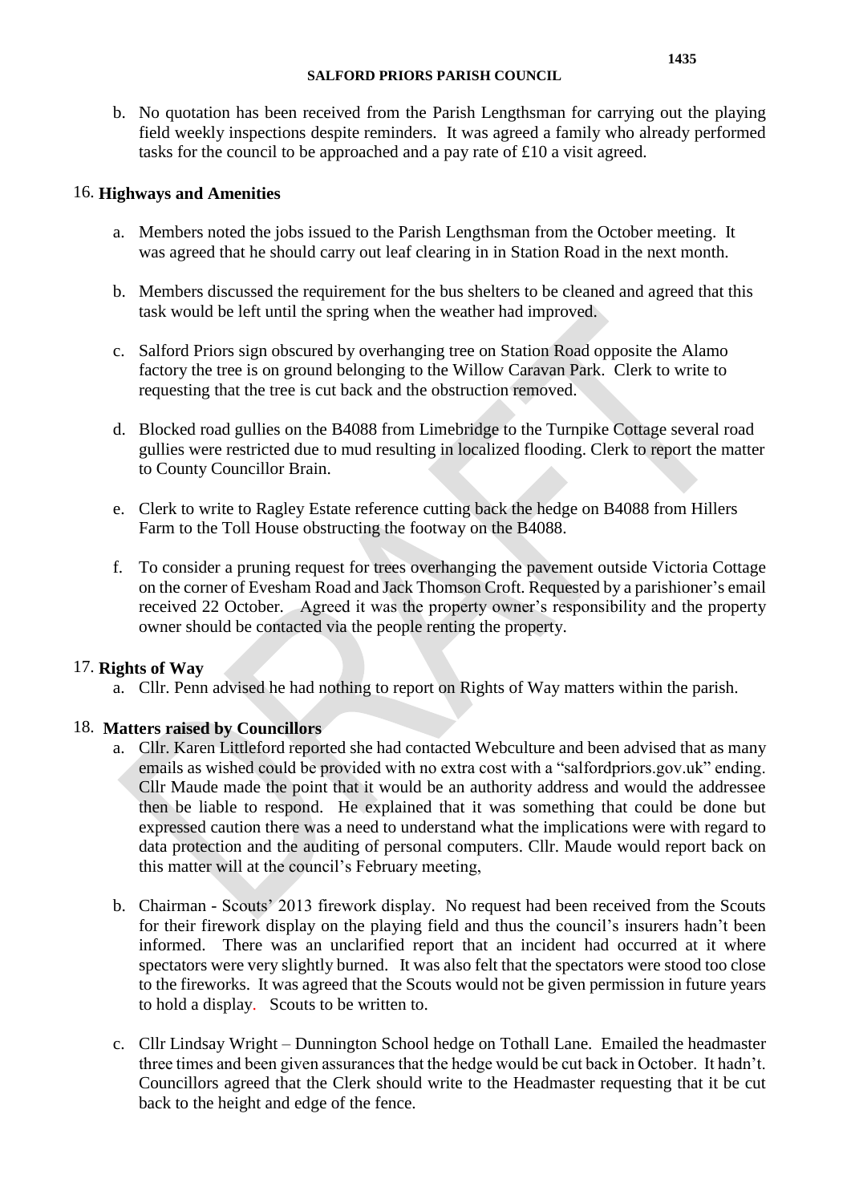b. No quotation has been received from the Parish Lengthsman for carrying out the playing field weekly inspections despite reminders. It was agreed a family who already performed tasks for the council to be approached and a pay rate of £10 a visit agreed.

## 16. Highways and Amenities

a. Members noted the jobs issued to the Parish Lengthsman from the October meeting. It was agreed that he should carry out leaf clearing in in Station Road in the next month.

b. Members discussed the requirement for the bus shelters to be cleaned and agreed that this task would be left until the spring when the weather had improved.

c. Salford Priors sign obscured by overhanging tree on Station Road opposite the Alamo factory the tree is on ground belonging to the Willow Caravan Park. Clerk to write to requesting that the tree is cut back and the obstruction removed.

d. Blocked road gullies on the B4088 from Limebridge to the Turnpike Cottage several road gullies were restricted due to mud resulting in localized flooding. Clerk to report the matter to County Councillor Brain.

e. Clerk to write to Ragley Estate reference cutting back the hedge on B4088 from Hillers Farm to the Toll House obstructing the footway on the B4088.

f. To consider a pruning request for trees overhanging the pavement outside Victoria Cottage on the corner of Evesham Road and Jack Thomson Croft. Requested by a parishioner's email received 22 October. Agreed it was the property owner's responsibility and the property owner should be contacted via the people renting the property.

## 17. Rights of Way

a. Cllr. Penn advised he had nothing to report on Rights of Way matters within the parish.

## 18. Matters raised by Councillors

a. Cllr. Karen Littleford reported she had contacted Webculture and been advised that as many emails as wished could be provided with no extra cost with a "salfordpriors.gov.uk" ending. Cllr Maude made the point that it would be an authority address and would the addressee then be liable to respond. He explained that it was something that could be done but expressed caution there was a need to understand what the implications were with regard to data protection and the auditing of personal computers. Cllr. Maude would report back on this matter will at the council's February meeting,

b. Chairman - Scouts' 2013 firework display. No request had been received from the Scouts for their firework display on the playing field and thus the council's insurers hadn't been informed. There was an unclarified report that an incident had occurred at it where spectators were very slightly burned. It was also felt that the spectators were stood too close to the fireworks. It was agreed that the Scouts would not be given permission in future years to hold a display. Scouts to be written to.

c. Cllr Lindsay Wright – Dunnington School hedge on Tothall Lane. Emailed the headmaster three times and been given assurances that the hedge would be cut back in October. It hadn't. Councillors agreed that the Clerk should write to the Headmaster requesting that it be cut back to the height and edge of the fence.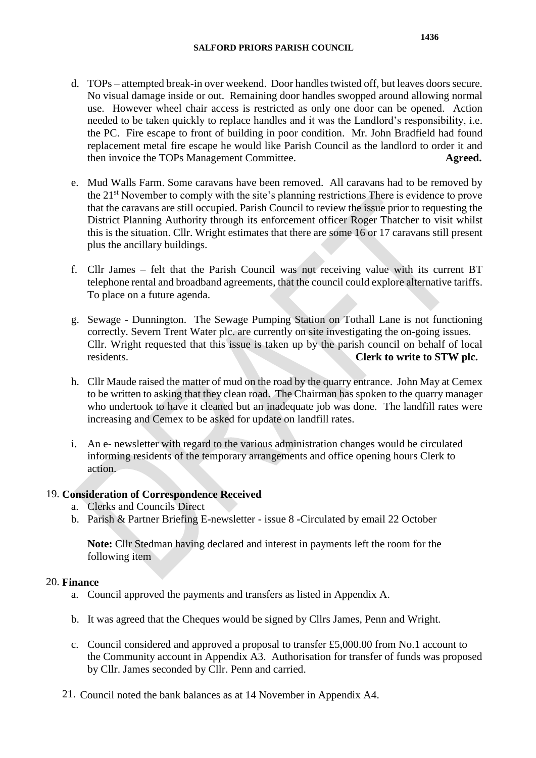d. TOPs – attempted break-in over weekend. Door handles twisted off, but leaves doors secure. No visual damage inside or out. Remaining door handles swopped around allowing normal use. However wheel chair access is restricted as only one door can be opened. Action needed to be taken quickly to replace handles and it was the Landlord's responsibility, i.e. the PC. Fire escape to front of building in poor condition. Mr. John Bradfield had found replacement metal fire escape he would like Parish Council as the landlord to order it and then invoice the TOPs Management Committee. **Agreed.**

e. Mud Walls Farm. Some caravans have been removed. All caravans had to be removed by the 21st November to comply with the site's planning restrictions There is evidence to prove that the caravans are still occupied. Parish Council to review the issue prior to requesting the District Planning Authority through its enforcement officer Roger Thatcher to visit whilst this is the situation. Cllr. Wright estimates that there are some 16 or 17 caravans still present plus the ancillary buildings.

f. Cllr James – felt that the Parish Council was not receiving value with its current BT telephone rental and broadband agreements, that the council could explore alternative tariffs. To place on a future agenda.

g. Sewage - Dunnington. The Sewage Pumping Station on Tothall Lane is not functioning correctly. Severn Trent Water plc. are currently on site investigating the on-going issues. Cllr. Wright requested that this issue is taken up by the parish council on behalf of local residents. **Clerk to write to STW plc.**

h. Cllr Maude raised the matter of mud on the road by the quarry entrance. John May at Cemex to be written to asking that they clean road. The Chairman has spoken to the quarry manager who undertook to have it cleaned but an inadequate job was done. The landfill rates were increasing and Cemex to be asked for update on landfill rates.

i. An e- newsletter with regard to the various administration changes would be circulated informing residents of the temporary arrangements and office opening hours Clerk to action.

19. **Consideration of Correspondence Received**
   a. Clerks and Councils Direct
   b. Parish & Partner Briefing E-newsletter - issue 8 -Circulated by email 22 October

   **Note:** Cllr Stedman having declared and interest in payments left the room for the following item

20. **Finance**
   a. Council approved the payments and transfers as listed in Appendix A.
   b. It was agreed that the Cheques would be signed by Cllrs James, Penn and Wright.
   c. Council considered and approved a proposal to transfer £5,000.00 from No.1 account to the Community account in Appendix A3. Authorisation for transfer of funds was proposed by Cllr. James seconded by Cllr. Penn and carried.

21. Council noted the bank balances as at 14 November in Appendix A4.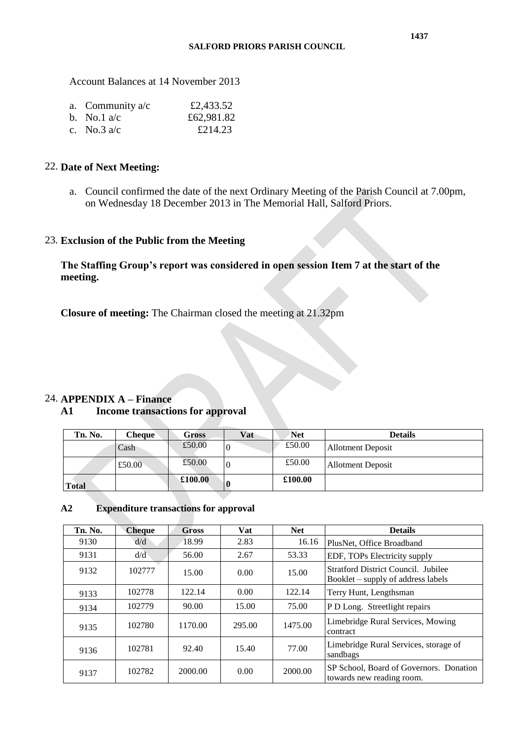Account Balances at 14 November 2013

a. Community a/c £2,433.52
b. No.1 a/c £62,981.82
c. No.3 a/c £214.23

## 22. Date of Next Meeting:

a. Council confirmed the date of the next Ordinary Meeting of the Parish Council at 7.00pm, on Wednesday 18 December 2013 in The Memorial Hall, Salford Priors.

## 23. Exclusion of the Public from the Meeting

**The Staffing Group's report was considered in open session Item 7 at the start of the meeting.**

**Closure of meeting:** The Chairman closed the meeting at 21.32pm

## 24. APPENDIX A – Finance

### A1 Income transactions for approval

| Tn. No. | Cheque | Gross | Vat | Net | Details |
|---|---|---|---|---|---|
| | Cash | £50.00 | 0 | £50.00 | Allotment Deposit |
| | £50.00 | £50.00 | 0 | £50.00 | Allotment Deposit |
| **Total** | | **£100.00** | **0** | **£100.00** | |

### A2 Expenditure transactions for approval

| Tn. No. | Cheque | Gross | Vat | Net | Details |
|---|---|---|---|---|---|
| 9130 | d/d | 18.99 | 2.83 | 16.16 | PlusNet, Office Broadband |
| 9131 | d/d | 56.00 | 2.67 | 53.33 | EDF, TOPs Electricity supply |
| 9132 | 102777 | 15.00 | 0.00 | 15.00 | Stratford District Council. Jubilee Booklet – supply of address labels |
| 9133 | 102778 | 122.14 | 0.00 | 122.14 | Terry Hunt, Lengthsman |
| 9134 | 102779 | 90.00 | 15.00 | 75.00 | P D Long. Streetlight repairs |
| 9135 | 102780 | 1170.00 | 295.00 | 1475.00 | Limebridge Rural Services, Mowing contract |
| 9136 | 102781 | 92.40 | 15.40 | 77.00 | Limebridge Rural Services, storage of sandbags |
| 9137 | 102782 | 2000.00 | 0.00 | 2000.00 | SP School, Board of Governors. Donation towards new reading room. |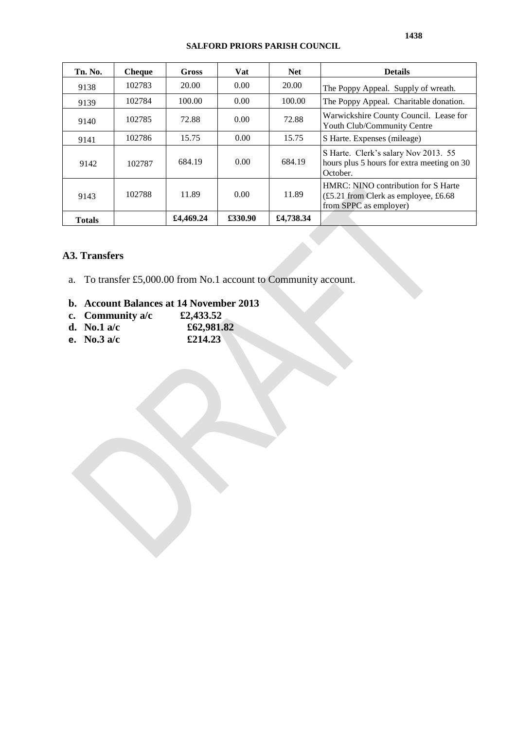**SALFORD PRIORS PARISH COUNCIL**

| Tn. No. | Cheque | Gross | Vat | Net | Details |
|---|---|---|---|---|---|
| 9138 | 102783 | 20.00 | 0.00 | 20.00 | The Poppy Appeal. Supply of wreath. |
| 9139 | 102784 | 100.00 | 0.00 | 100.00 | The Poppy Appeal. Charitable donation. |
| 9140 | 102785 | 72.88 | 0.00 | 72.88 | Warwickshire County Council. Lease for Youth Club/Community Centre |
| 9141 | 102786 | 15.75 | 0.00 | 15.75 | S Harte. Expenses (mileage) |
| 9142 | 102787 | 684.19 | 0.00 | 684.19 | S Harte. Clerk's salary Nov 2013. 55 hours plus 5 hours for extra meeting on 30 October. |
| 9143 | 102788 | 11.89 | 0.00 | 11.89 | HMRC: NINO contribution for S Harte (£5.21 from Clerk as employee, £6.68 from SPPC as employer) |
| **Totals** | | **£4,469.24** | **£330.90** | **£4,738.34** | |

## A3. Transfers

a. To transfer £5,000.00 from No.1 account to Community account.

**b. Account Balances at 14 November 2013**

**c. Community a/c £2,433.52**

**d. No.1 a/c £62,981.82**

**e. No.3 a/c £214.23**